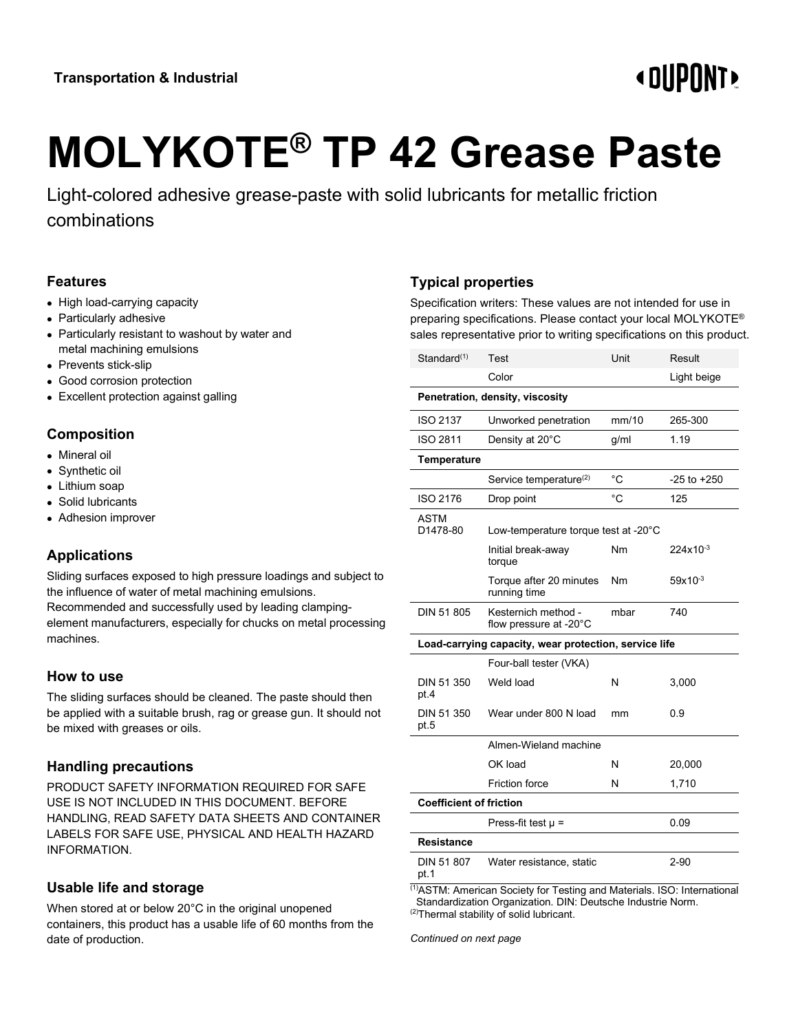Transportation & Industrial

# MOLYKOTE® TP 42 Grease Paste

Light-colored adhesive grease-paste with solid lubricants for metallic friction combinations

## Features

- High load-carrying capacity
- Particularly adhesive
- Particularly resistant to washout by water and metal machining emulsions
- Prevents stick-slip
- Good corrosion protection
- Excellent protection against galling

## Composition

- Mineral oil
- Synthetic oil
- Lithium soap
- Solid lubricants
- Adhesion improver

## Applications

Sliding surfaces exposed to high pressure loadings and subject to the influence of water of metal machining emulsions. Recommended and successfully used by leading clamping-element manufacturers, especially for chucks on metal processing machines.

## How to use

The sliding surfaces should be cleaned. The paste should then be applied with a suitable brush, rag or grease gun. It should not be mixed with greases or oils.

## Handling precautions

PRODUCT SAFETY INFORMATION REQUIRED FOR SAFE USE IS NOT INCLUDED IN THIS DOCUMENT. BEFORE HANDLING, READ SAFETY DATA SHEETS AND CONTAINER LABELS FOR SAFE USE, PHYSICAL AND HEALTH HAZARD INFORMATION.

## Usable life and storage

When stored at or below 20°C in the original unopened containers, this product has a usable life of 60 months from the date of production.

## Typical properties

Specification writers: These values are not intended for use in preparing specifications. Please contact your local MOLYKOTE® sales representative prior to writing specifications on this product.

| Standard[1] | Test | Unit | Result |
|---|---|---|---|
| | Color | | Light beige |
| **Penetration, density, viscosity** | | | |
| ISO 2137 | Unworked penetration | mm/10 | 265-300 |
| ISO 2811 | Density at 20°C | g/ml | 1.19 |
| **Temperature** | | | |
| | Service temperature[2] | °C | -25 to +250 |
| ISO 2176 | Drop point | °C | 125 |
| ASTM D1478-80 | Low-temperature torque test at -20°C | | |
| | Initial break-away torque | Nm | $224 \times 10^{-3}$ |
| | Torque after 20 minutes running time | Nm | $59 \times 10^{-3}$ |
| DIN 51 805 | Kesternich method - flow pressure at -20°C | mbar | 740 |
| **Load-carrying capacity, wear protection, service life** | | | |
| | Four-ball tester (VKA) | | |
| DIN 51 350 pt.4 | Weld load | N | 3,000 |
| DIN 51 350 pt.5 | Wear under 800 N load | mm | 0.9 |
| | Almen-Wieland machine | | |
| | OK load | N | 20,000 |
| | Friction force | N | 1,710 |
| **Coefficient of friction** | | | |
| | Press-fit test μ = | | 0.09 |
| **Resistance** | | | |
| DIN 51 807 pt.1 | Water resistance, static | | 2-90 |

[1]ASTM: American Society for Testing and Materials. ISO: International Standardization Organization. DIN: Deutsche Industrie Norm.
[2]Thermal stability of solid lubricant.

*Continued on next page*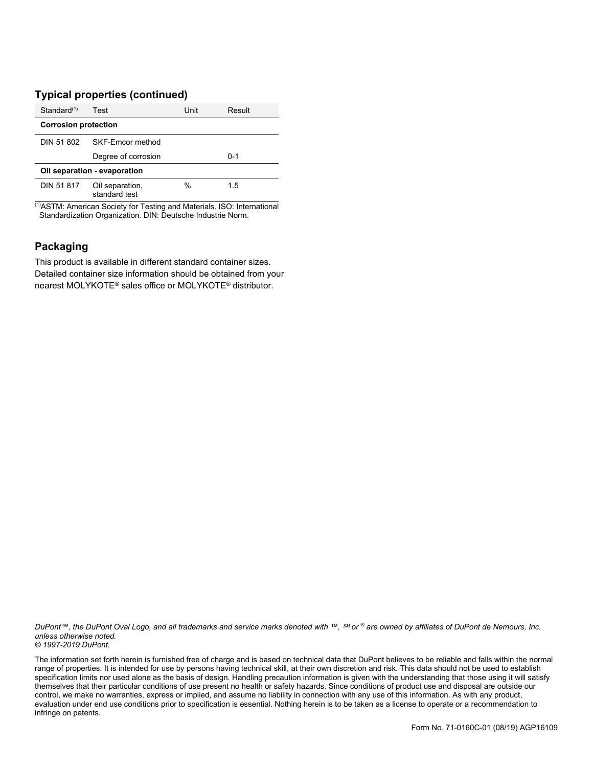## Typical properties (continued)

| Standard[1] | Test | Unit | Result |
| --- | --- | --- | --- |
| **Corrosion protection** | | | |
| DIN 51 802 | SKF-Emcor method | | |
| | Degree of corrosion | | 0-1 |
| **Oil separation - evaporation** | | | |
| DIN 51 817 | Oil separation, standard test | % | 1.5 |

[1]ASTM: American Society for Testing and Materials. ISO: International Standardization Organization. DIN: Deutsche Industrie Norm.

## Packaging

This product is available in different standard container sizes. Detailed container size information should be obtained from your nearest MOLYKOTE® sales office or MOLYKOTE® distributor.

*DuPont™, the DuPont Oval Logo, and all trademarks and service marks denoted with ™, ℠ or ® are owned by affiliates of DuPont de Nemours, Inc. unless otherwise noted.*
*© 1997-2019 DuPont.*

The information set forth herein is furnished free of charge and is based on technical data that DuPont believes to be reliable and falls within the normal range of properties. It is intended for use by persons having technical skill, at their own discretion and risk. This data should not be used to establish specification limits nor used alone as the basis of design. Handling precaution information is given with the understanding that those using it will satisfy themselves that their particular conditions of use present no health or safety hazards. Since conditions of product use and disposal are outside our control, we make no warranties, express or implied, and assume no liability in connection with any use of this information. As with any product, evaluation under end use conditions prior to specification is essential. Nothing herein is to be taken as a license to operate or a recommendation to infringe on patents.

Form No. 71-0160C-01 (08/19) AGP16109